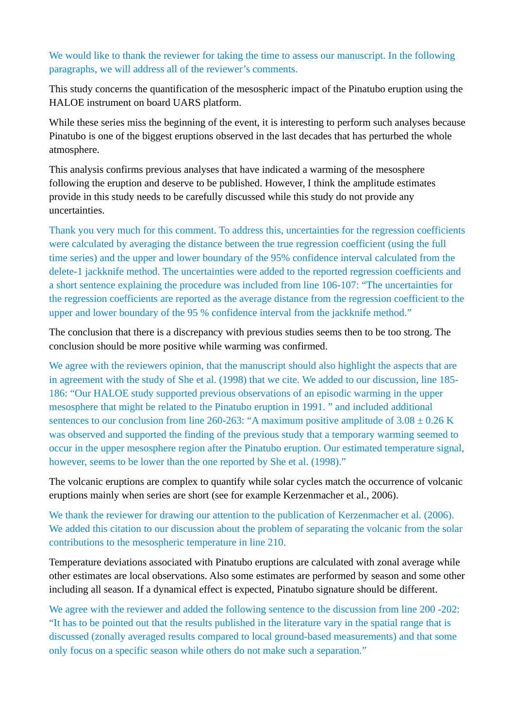We would like to thank the reviewer for taking the time to assess our manuscript. In the following paragraphs, we will address all of the reviewer's comments.

This study concerns the quantification of the mesospheric impact of the Pinatubo eruption using the HALOE instrument on board UARS platform.

While these series miss the beginning of the event, it is interesting to perform such analyses because Pinatubo is one of the biggest eruptions observed in the last decades that has perturbed the whole atmosphere.

This analysis confirms previous analyses that have indicated a warming of the mesosphere following the eruption and deserve to be published. However, I think the amplitude estimates provide in this study needs to be carefully discussed while this study do not provide any uncertainties.

Thank you very much for this comment. To address this, uncertainties for the regression coefficients were calculated by averaging the distance between the true regression coefficient (using the full time series) and the upper and lower boundary of the 95% confidence interval calculated from the delete-1 jackknife method. The uncertainties were added to the reported regression coefficients and a short sentence explaining the procedure was included from line 106-107: "The uncertainties for the regression coefficients are reported as the average distance from the regression coefficient to the upper and lower boundary of the 95 % confidence interval from the jackknife method."

The conclusion that there is a discrepancy with previous studies seems then to be too strong. The conclusion should be more positive while warming was confirmed.

We agree with the reviewers opinion, that the manuscript should also highlight the aspects that are in agreement with the study of She et al. (1998) that we cite. We added to our discussion, line 185-186: "Our HALOE study supported previous observations of an episodic warming in the upper mesosphere that might be related to the Pinatubo eruption in 1991. " and included additional sentences to our conclusion from line 260-263: "A maximum positive amplitude of 3.08 ± 0.26 K was observed and supported the finding of the previous study that a temporary warming seemed to occur in the upper mesosphere region after the Pinatubo eruption. Our estimated temperature signal, however, seems to be lower than the one reported by She et al. (1998)."

The volcanic eruptions are complex to quantify while solar cycles match the occurrence of volcanic eruptions mainly when series are short (see for example Kerzenmacher et al., 2006).

We thank the reviewer for drawing our attention to the publication of Kerzenmacher et al. (2006). We added this citation to our discussion about the problem of separating the volcanic from the solar contributions to the mesospheric temperature in line 210.

Temperature deviations associated with Pinatubo eruptions are calculated with zonal average while other estimates are local observations. Also some estimates are performed by season and some other including all season. If a dynamical effect is expected, Pinatubo signature should be different.

We agree with the reviewer and added the following sentence to the discussion from line 200 -202: "It has to be pointed out that the results published in the literature vary in the spatial range that is discussed (zonally averaged results compared to local ground-based measurements) and that some only focus on a specific season while others do not make such a separation."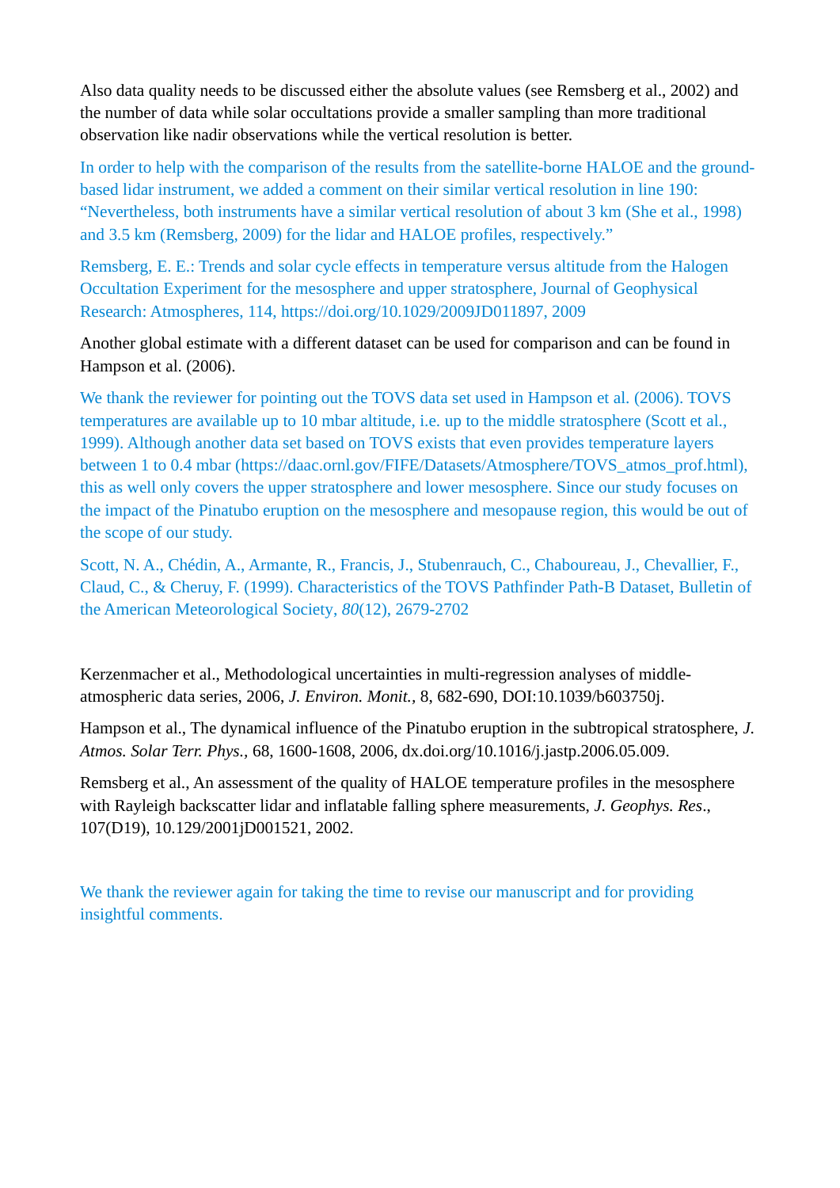Also data quality needs to be discussed either the absolute values (see Remsberg et al., 2002) and the number of data while solar occultations provide a smaller sampling than more traditional observation like nadir observations while the vertical resolution is better.

In order to help with the comparison of the results from the satellite-borne HALOE and the ground-based lidar instrument, we added a comment on their similar vertical resolution in line 190: “Nevertheless, both instruments have a similar vertical resolution of about 3 km (She et al., 1998) and 3.5 km (Remsberg, 2009) for the lidar and HALOE profiles, respectively.”

Remsberg, E. E.: Trends and solar cycle effects in temperature versus altitude from the Halogen Occultation Experiment for the mesosphere and upper stratosphere, Journal of Geophysical Research: Atmospheres, 114, https://doi.org/10.1029/2009JD011897, 2009

Another global estimate with a different dataset can be used for comparison and can be found in Hampson et al. (2006).

We thank the reviewer for pointing out the TOVS data set used in Hampson et al. (2006). TOVS temperatures are available up to 10 mbar altitude, i.e. up to the middle stratosphere (Scott et al., 1999). Although another data set based on TOVS exists that even provides temperature layers between 1 to 0.4 mbar (https://daac.ornl.gov/FIFE/Datasets/Atmosphere/TOVS_atmos_prof.html), this as well only covers the upper stratosphere and lower mesosphere. Since our study focuses on the impact of the Pinatubo eruption on the mesosphere and mesopause region, this would be out of the scope of our study.

Scott, N. A., Chédin, A., Armante, R., Francis, J., Stubenrauch, C., Chaboureau, J., Chevallier, F., Claud, C., & Cheruy, F. (1999). Characteristics of the TOVS Pathfinder Path-B Dataset, Bulletin of the American Meteorological Society, *80*(12), 2679-2702

Kerzenmacher et al., Methodological uncertainties in multi-regression analyses of middle-atmospheric data series, 2006, *J. Environ. Monit.*, 8, 682-690, DOI:10.1039/b603750j.

Hampson et al., The dynamical influence of the Pinatubo eruption in the subtropical stratosphere, *J. Atmos. Solar Terr. Phys.*, 68, 1600-1608, 2006, dx.doi.org/10.1016/j.jastp.2006.05.009.

Remsberg et al., An assessment of the quality of HALOE temperature profiles in the mesosphere with Rayleigh backscatter lidar and inflatable falling sphere measurements, *J. Geophys. Res*., 107(D19), 10.129/2001jD001521, 2002.

We thank the reviewer again for taking the time to revise our manuscript and for providing insightful comments.